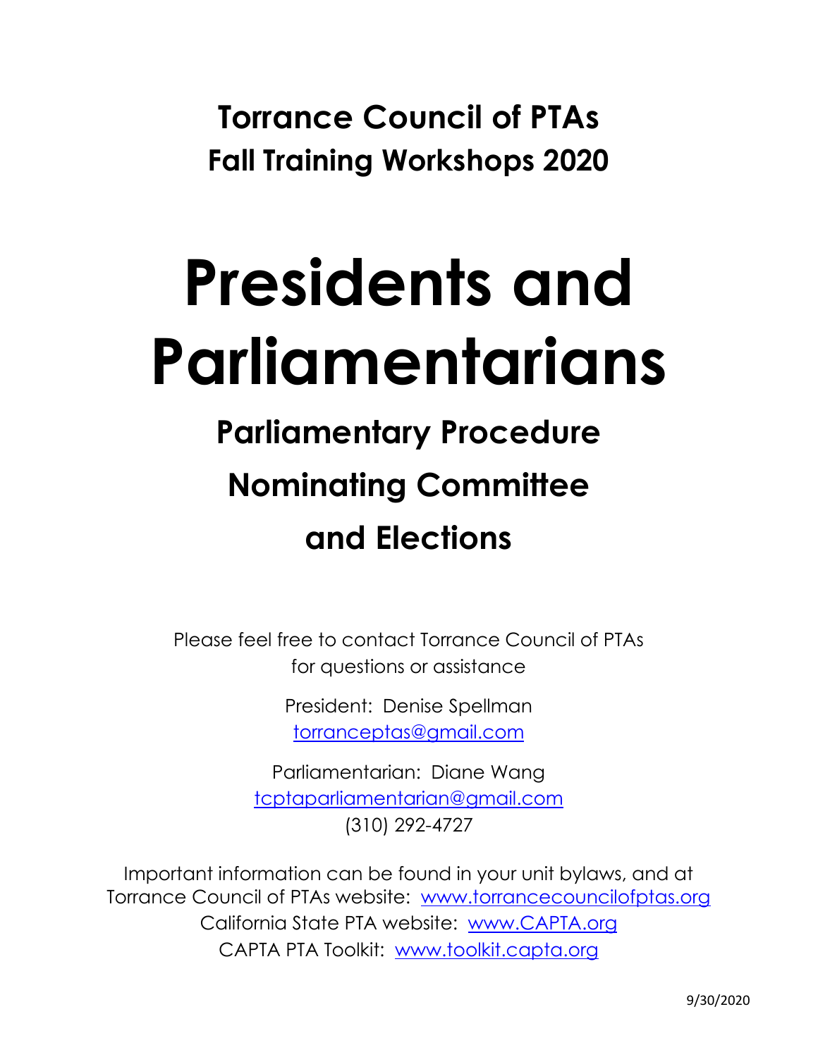# Torrance Council of PTAs
## Fall Training Workshops 2020

# Presidents and Parliamentarians

## Parliamentary Procedure
## Nominating Committee
## and Elections

Please feel free to contact Torrance Council of PTAs
for questions or assistance

President: Denise Spellman
torranceptas@gmail.com

Parliamentarian: Diane Wang
tcptaparliamentarian@gmail.com
(310) 292-4727

Important information can be found in your unit bylaws, and at
Torrance Council of PTAs website: www.torrancecouncilofptas.org
California State PTA website: www.CAPTA.org
CAPTA PTA Toolkit: www.toolkit.capta.org

9/30/2020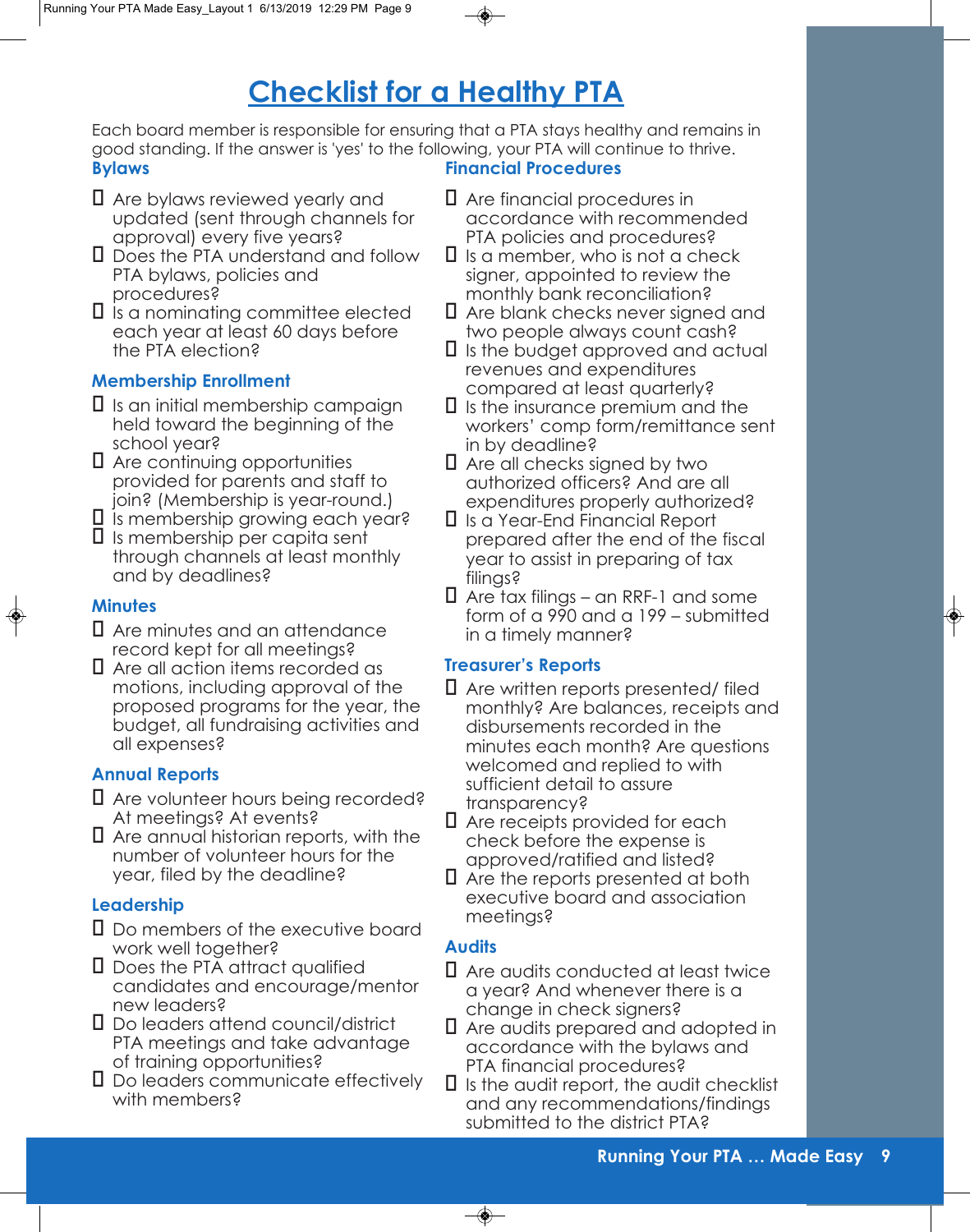# Checklist for a Healthy PTA

Each board member is responsible for ensuring that a PTA stays healthy and remains in good standing. If the answer is 'yes' to the following, your PTA will continue to thrive.

## Bylaws

- ☐ Are bylaws reviewed yearly and updated (sent through channels for approval) every five years?
- ☐ Does the PTA understand and follow PTA bylaws, policies and procedures?
- ☐ Is a nominating committee elected each year at least 60 days before the PTA election?

## Membership Enrollment

- ☐ Is an initial membership campaign held toward the beginning of the school year?
- ☐ Are continuing opportunities provided for parents and staff to join? (Membership is year-round.)
- ☐ Is membership growing each year?
- ☐ Is membership per capita sent through channels at least monthly and by deadlines?

## Minutes

- ☐ Are minutes and an attendance record kept for all meetings?
- ☐ Are all action items recorded as motions, including approval of the proposed programs for the year, the budget, all fundraising activities and all expenses?

## Annual Reports

- ☐ Are volunteer hours being recorded? At meetings? At events?
- ☐ Are annual historian reports, with the number of volunteer hours for the year, filed by the deadline?

## Leadership

- ☐ Do members of the executive board work well together?
- ☐ Does the PTA attract qualified candidates and encourage/mentor new leaders?
- ☐ Do leaders attend council/district PTA meetings and take advantage of training opportunities?
- ☐ Do leaders communicate effectively with members?

## Financial Procedures

- ☐ Are financial procedures in accordance with recommended PTA policies and procedures?
- ☐ Is a member, who is not a check signer, appointed to review the monthly bank reconciliation?
- ☐ Are blank checks never signed and two people always count cash?
- ☐ Is the budget approved and actual revenues and expenditures compared at least quarterly?
- ☐ Is the insurance premium and the workers' comp form/remittance sent in by deadline?
- ☐ Are all checks signed by two authorized officers? And are all expenditures properly authorized?
- ☐ Is a Year-End Financial Report prepared after the end of the fiscal year to assist in preparing of tax filings?
- ☐ Are tax filings – an RRF-1 and some form of a 990 and a 199 – submitted in a timely manner?

## Treasurer's Reports

- ☐ Are written reports presented/ filed monthly? Are balances, receipts and disbursements recorded in the minutes each month? Are questions welcomed and replied to with sufficient detail to assure transparency?
- ☐ Are receipts provided for each check before the expense is approved/ratified and listed?
- ☐ Are the reports presented at both executive board and association meetings?

## Audits

- ☐ Are audits conducted at least twice a year? And whenever there is a change in check signers?
- ☐ Are audits prepared and adopted in accordance with the bylaws and PTA financial procedures?
- ☐ Is the audit report, the audit checklist and any recommendations/findings submitted to the district PTA?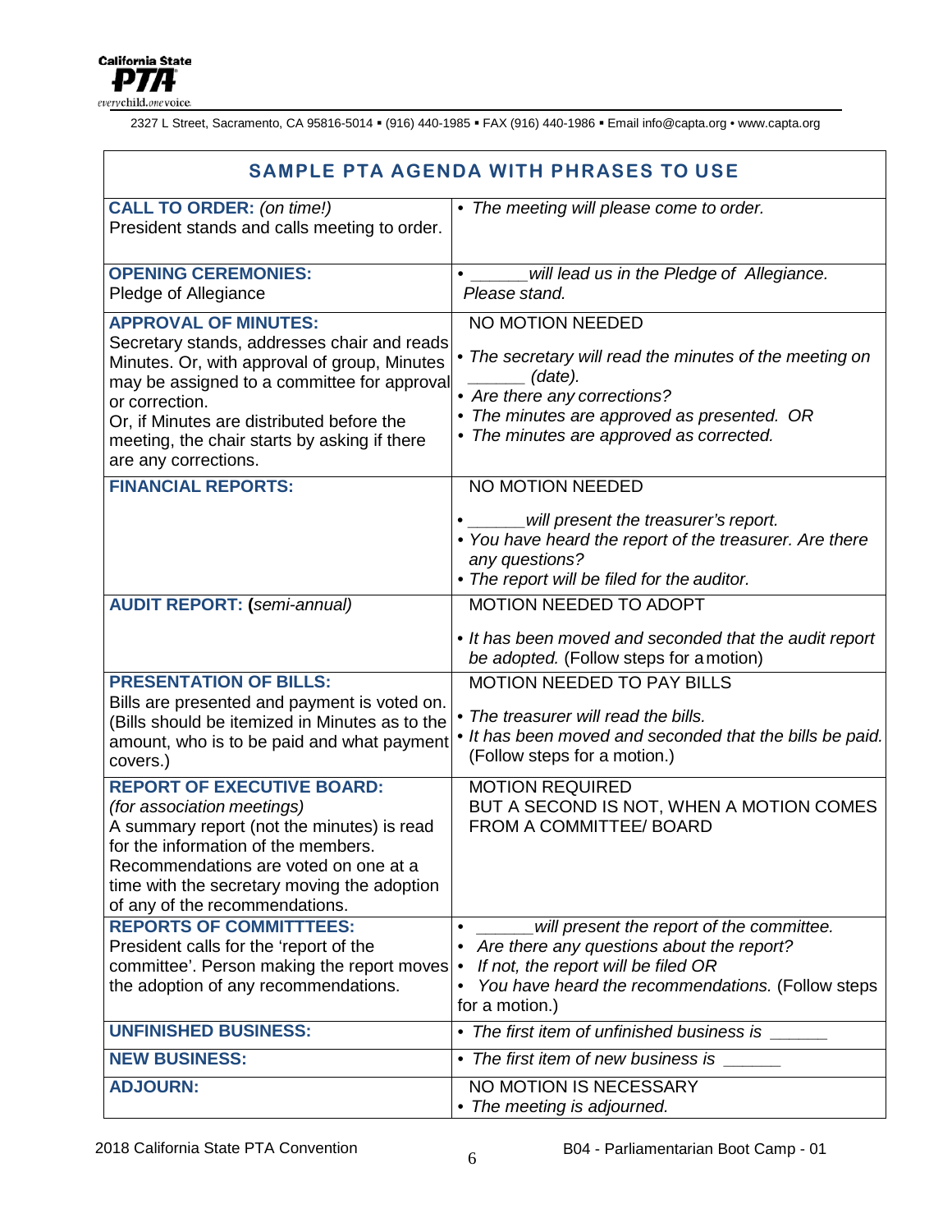2327 L Street, Sacramento, CA 95816-5014 ▪ (916) 440-1985 ▪ FAX (916) 440-1986 ▪ Email info@capta.org • www.capta.org

## SAMPLE PTA AGENDA WITH PHRASES TO USE

| | |
|---|---|
| **CALL TO ORDER:** *(on time!)*<br>President stands and calls meeting to order. | • *The meeting will please come to order.* |
| **OPENING CEREMONIES:**<br>Pledge of Allegiance | • *______will lead us in the Pledge of Allegiance. Please stand.* |
| **APPROVAL OF MINUTES:**<br>Secretary stands, addresses chair and reads Minutes. Or, with approval of group, Minutes may be assigned to a committee for approval or correction.<br>Or, if Minutes are distributed before the meeting, the chair starts by asking if there are any corrections. | NO MOTION NEEDED<br>• *The secretary will read the minutes of the meeting on ______ (date).*<br>• *Are there any corrections?*<br>• *The minutes are approved as presented. OR*<br>• *The minutes are approved as corrected.* |
| **FINANCIAL REPORTS:** | NO MOTION NEEDED<br>• *______will present the treasurer's report.*<br>• *You have heard the report of the treasurer. Are there any questions?*<br>• *The report will be filed for the auditor.* |
| **AUDIT REPORT:** *(semi-annual)* | MOTION NEEDED TO ADOPT<br>• *It has been moved and seconded that the audit report be adopted.* (Follow steps for a motion) |
| **PRESENTATION OF BILLS:**<br>Bills are presented and payment is voted on. (Bills should be itemized in Minutes as to the amount, who is to be paid and what payment covers.) | MOTION NEEDED TO PAY BILLS<br>• *The treasurer will read the bills.*<br>• *It has been moved and seconded that the bills be paid.* (Follow steps for a motion.) |
| **REPORT OF EXECUTIVE BOARD:**<br>*(for association meetings)*<br>A summary report (not the minutes) is read for the information of the members. Recommendations are voted on one at a time with the secretary moving the adoption of any of the recommendations. | MOTION REQUIRED<br>BUT A SECOND IS NOT, WHEN A MOTION COMES FROM A COMMITTEE/ BOARD |
| **REPORTS OF COMMITTTEES:**<br>President calls for the 'report of the committee'. Person making the report moves the adoption of any recommendations. | • *______will present the report of the committee.*<br>• *Are there any questions about the report?*<br>• *If not, the report will be filed OR*<br>• *You have heard the recommendations.* (Follow steps for a motion.) |
| **UNFINISHED BUSINESS:** | • *The first item of unfinished business is ______* |
| **NEW BUSINESS:** | • *The first item of new business is ______* |
| **ADJOURN:** | NO MOTION IS NECESSARY<br>• *The meeting is adjourned.* |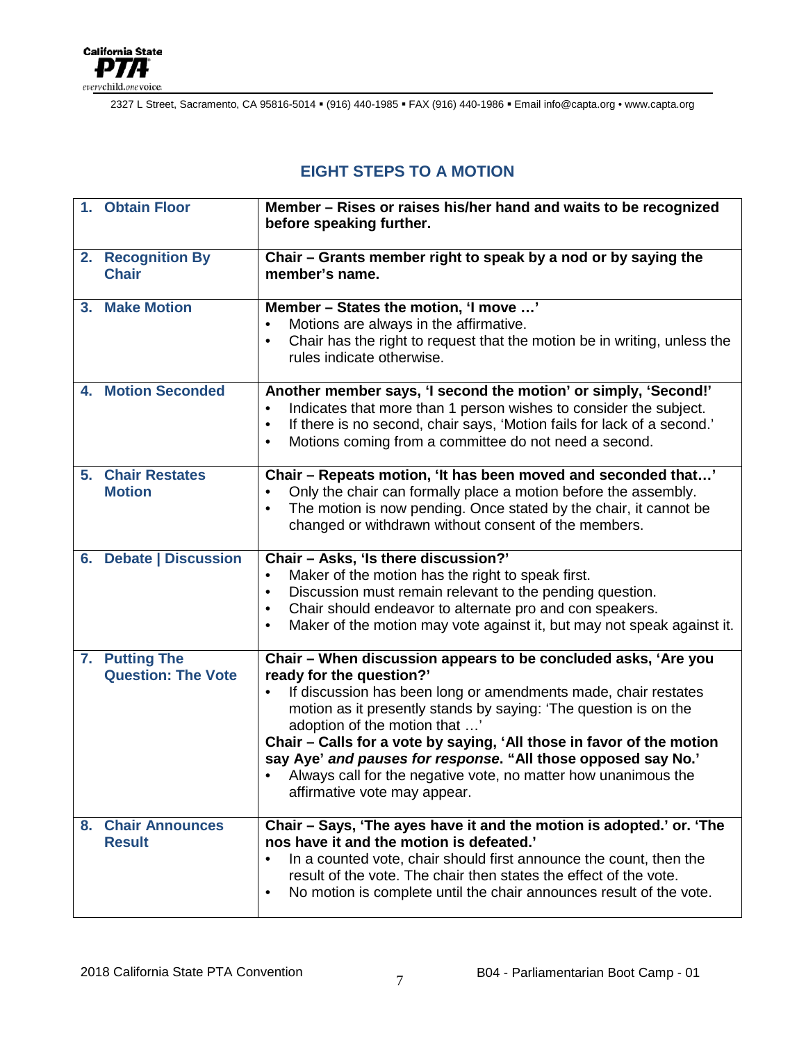# EIGHT STEPS TO A MOTION

| Step | Description |
|---|---|
| **1. Obtain Floor** | **Member – Rises or raises his/her hand and waits to be recognized before speaking further.** |
| **2. Recognition By Chair** | **Chair – Grants member right to speak by a nod or by saying the member's name.** |
| **3. Make Motion** | **Member – States the motion, 'I move …'**<br>• Motions are always in the affirmative.<br>• Chair has the right to request that the motion be in writing, unless the rules indicate otherwise. |
| **4. Motion Seconded** | **Another member says, 'I second the motion' or simply, 'Second!'**<br>• Indicates that more than 1 person wishes to consider the subject.<br>• If there is no second, chair says, 'Motion fails for lack of a second.'<br>• Motions coming from a committee do not need a second. |
| **5. Chair Restates Motion** | **Chair – Repeats motion, 'It has been moved and seconded that…'**<br>• Only the chair can formally place a motion before the assembly.<br>• The motion is now pending. Once stated by the chair, it cannot be changed or withdrawn without consent of the members. |
| **6. Debate \| Discussion** | **Chair – Asks, 'Is there discussion?'**<br>• Maker of the motion has the right to speak first.<br>• Discussion must remain relevant to the pending question.<br>• Chair should endeavor to alternate pro and con speakers.<br>• Maker of the motion may vote against it, but may not speak against it. |
| **7. Putting The Question: The Vote** | **Chair – When discussion appears to be concluded asks, 'Are you ready for the question?'**<br>• If discussion has been long or amendments made, chair restates motion as it presently stands by saying: 'The question is on the adoption of the motion that …'<br>**Chair – Calls for a vote by saying, 'All those in favor of the motion say Aye'** ***and pauses for response*****. "All those opposed say No.'**<br>• Always call for the negative vote, no matter how unanimous the affirmative vote may appear. |
| **8. Chair Announces Result** | **Chair – Says, 'The ayes have it and the motion is adopted.' or. 'The nos have it and the motion is defeated.'**<br>• In a counted vote, chair should first announce the count, then the result of the vote. The chair then states the effect of the vote.<br>• No motion is complete until the chair announces result of the vote. |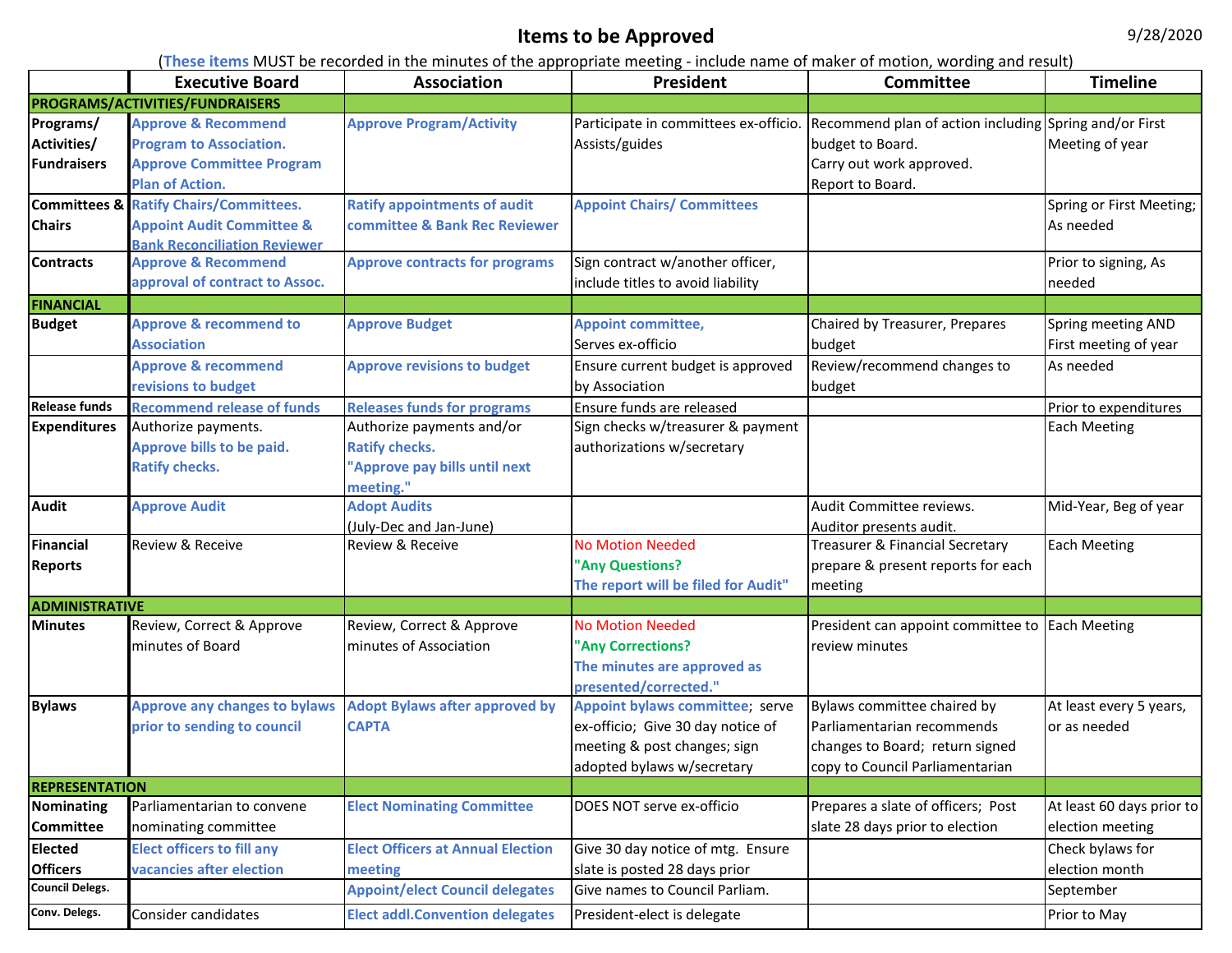# Items to be Approved

9/28/2020

(These items MUST be recorded in the minutes of the appropriate meeting - include name of maker of motion, wording and result)

| | Executive Board | Association | President | Committee | Timeline |
|---|---|---|---|---|---|
| **PROGRAMS/ACTIVITIES/FUNDRAISERS** | | | | | |
| **Programs/ Activities/ Fundraisers** | Approve & Recommend Program to Association. Approve Committee Program Plan of Action. | Approve Program/Activity | Participate in committees ex-officio. Assists/guides | Recommend plan of action including budget to Board. Carry out work approved. Report to Board. | Spring and/or First Meeting of year |
| **Committees & Chairs** | Ratify Chairs/Committees. Appoint Audit Committee & Bank Reconciliation Reviewer | Ratify appointments of audit committee & Bank Rec Reviewer | Appoint Chairs/ Committees | | Spring or First Meeting; As needed |
| **Contracts** | Approve & Recommend approval of contract to Assoc. | Approve contracts for programs | Sign contract w/another officer, include titles to avoid liability | | Prior to signing, As needed |
| **FINANCIAL** | | | | | |
| **Budget** | Approve & recommend to Association | Approve Budget | Appoint committee, Serves ex-officio | Chaired by Treasurer, Prepares budget | Spring meeting AND First meeting of year |
| | Approve & recommend revisions to budget | Approve revisions to budget | Ensure current budget is approved by Association | Review/recommend changes to budget | As needed |
| **Release funds** | Recommend release of funds | Releases funds for programs | Ensure funds are released | | Prior to expenditures |
| **Expenditures** | Authorize payments. Approve bills to be paid. Ratify checks. | Authorize payments and/or Ratify checks. "Approve pay bills until next meeting." | Sign checks w/treasurer & payment authorizations w/secretary | | Each Meeting |
| **Audit** | Approve Audit | Adopt Audits (July-Dec and Jan-June) | | Audit Committee reviews. Auditor presents audit. | Mid-Year, Beg of year |
| **Financial Reports** | Review & Receive | Review & Receive | No Motion Needed "Any Questions? The report will be filed for Audit" | Treasurer & Financial Secretary prepare & present reports for each meeting | Each Meeting |
| **ADMINISTRATIVE** | | | | | |
| **Minutes** | Review, Correct & Approve minutes of Board | Review, Correct & Approve minutes of Association | No Motion Needed "Any Corrections? The minutes are approved as presented/corrected." | President can appoint committee to review minutes | Each Meeting |
| **Bylaws** | Approve any changes to bylaws prior to sending to council | Adopt Bylaws after approved by CAPTA | Appoint bylaws committee; serve ex-officio; Give 30 day notice of meeting & post changes; sign adopted bylaws w/secretary | Bylaws committee chaired by Parliamentarian recommends changes to Board; return signed copy to Council Parliamentarian | At least every 5 years, or as needed |
| **REPRESENTATION** | | | | | |
| **Nominating Committee** | Parliamentarian to convene nominating committee | Elect Nominating Committee | DOES NOT serve ex-officio | Prepares a slate of officers; Post slate 28 days prior to election | At least 60 days prior to election meeting |
| **Elected Officers** | Elect officers to fill any vacancies after election | Elect Officers at Annual Election meeting | Give 30 day notice of mtg. Ensure slate is posted 28 days prior | | Check bylaws for election month |
| **Council Delegs.** | | Appoint/elect Council delegates | Give names to Council Parliam. | | September |
| **Conv. Delegs.** | Consider candidates | Elect addl.Convention delegates | President-elect is delegate | | Prior to May |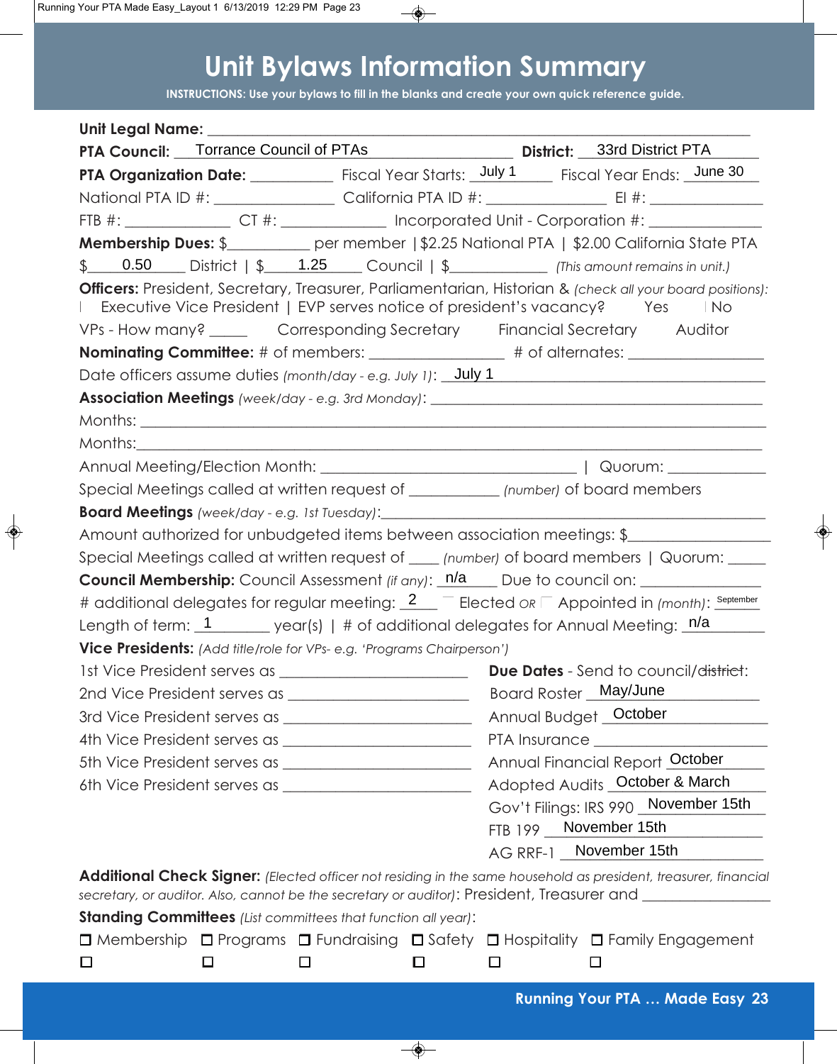# Unit Bylaws Information Summary

**INSTRUCTIONS: Use your bylaws to fill in the blanks and create your own quick reference guide.**

**Unit Legal Name:** ______________________________________________

**PTA Council:** Torrance Council of PTAs **District:** 33rd District PTA

**PTA Organization Date:** __________ Fiscal Year Starts: July 1 Fiscal Year Ends: June 30

National PTA ID #: ______________ California PTA ID #: ______________ EI #: ______________

FTB #: ____________ CT #: ____________ Incorporated Unit - Corporation #: ______________

**Membership Dues:** $__________ per member | $2.25 National PTA | $2.00 California State PTA

$ 0.50 District | $ 1.25 Council | $____________ *(This amount remains in unit.)*

**Officers:** President, Secretary, Treasurer, Parliamentarian, Historian & *(check all your board positions):*

☐ Executive Vice President | EVP serves notice of president's vacancy? ☐ Yes ☐ No

VPs - How many? _____ ☐ Corresponding Secretary ☐ Financial Secretary ☐ Auditor

**Nominating Committee:** # of members: ________________ # of alternates: ________________

Date officers assume duties *(month/day - e.g. July 1)*: July 1

**Association Meetings** *(week/day - e.g. 3rd Monday)*: ______________________________

Months: ______________________________________________

Months: ______________________________________________

Annual Meeting/Election Month: ______________________________ | Quorum: ____________

Special Meetings called at written request of __________ *(number)* of board members

**Board Meetings** *(week/day - e.g. 1st Tuesday)*: ______________________________

Amount authorized for unbudgeted items between association meetings: $________________

Special Meetings called at written request of ____ *(number)* of board members | Quorum: _____

**Council Membership:** Council Assessment *(if any)*: n/a Due to council on: ______________

# additional delegates for regular meeting: 2 ☐ Elected OR ☐ Appointed in *(month)*: September

Length of term: 1 year(s) | # of additional delegates for Annual Meeting: n/a

**Vice Presidents:** *(Add title/role for VPs- e.g. 'Programs Chairperson')*

1st Vice President serves as ______________________

2nd Vice President serves as ______________________

3rd Vice President serves as ______________________

4th Vice President serves as ______________________

5th Vice President serves as ______________________

6th Vice President serves as ______________________

**Due Dates** - Send to council/~~district~~:

Board Roster May/June

Annual Budget October

PTA Insurance ______________

Annual Financial Report October

Adopted Audits October & March

Gov't Filings: IRS 990 November 15th

FTB 199 November 15th

AG RRF-1 November 15th

**Additional Check Signer:** *(Elected officer not residing in the same household as president, treasurer, financial secretary, or auditor. Also, cannot be the secretary or auditor)*: President, Treasurer and ______________

**Standing Committees** *(List committees that function all year)*:

☐ Membership ☐ Programs ☐ Fundraising ☐ Safety ☐ Hospitality ☐ Family Engagement

☐ ☐ ☐ ☐ ☐ ☐